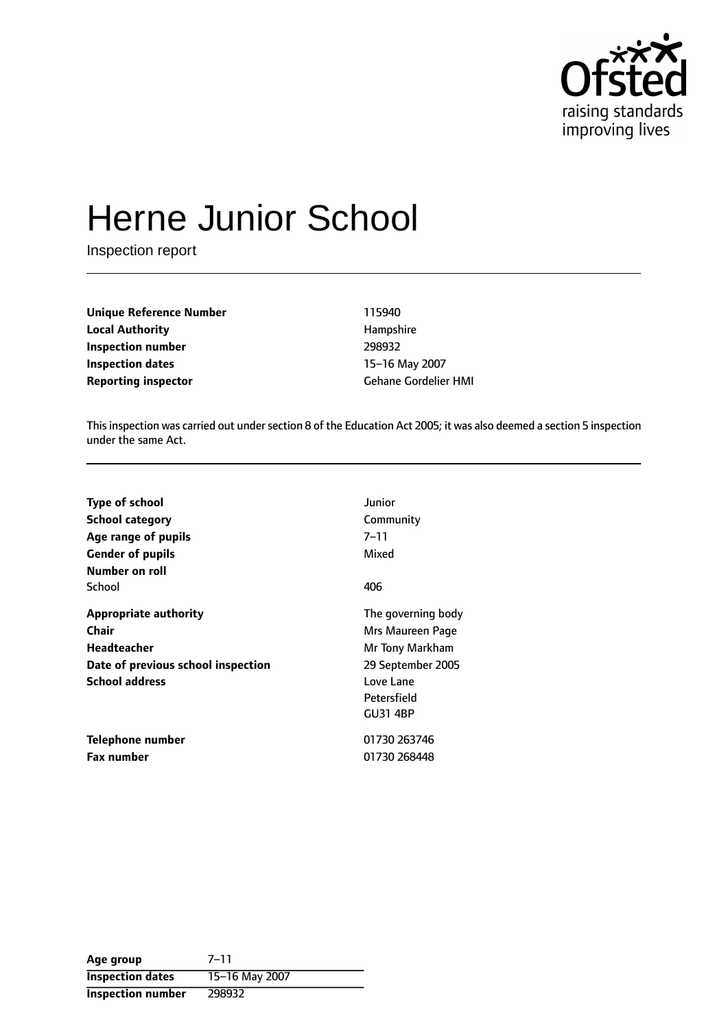# Herne Junior School

Inspection report

| | |
|---|---|
| **Unique Reference Number** | 115940 |
| **Local Authority** | Hampshire |
| **Inspection number** | 298932 |
| **Inspection dates** | 15–16 May 2007 |
| **Reporting inspector** | Gehane Gordelier HMI |

This inspection was carried out under section 8 of the Education Act 2005; it was also deemed a section 5 inspection under the same Act.

| | |
|---|---|
| **Type of school** | Junior |
| **School category** | Community |
| **Age range of pupils** | 7–11 |
| **Gender of pupils** | Mixed |
| **Number on roll** | |
| School | 406 |
| **Appropriate authority** | The governing body |
| **Chair** | Mrs Maureen Page |
| **Headteacher** | Mr Tony Markham |
| **Date of previous school inspection** | 29 September 2005 |
| **School address** | Love Lane<br>Petersfield<br>GU31 4BP |
| **Telephone number** | 01730 263746 |
| **Fax number** | 01730 268448 |

| | |
|---|---|
| **Age group** | 7–11 |
| **Inspection dates** | 15–16 May 2007 |
| **Inspection number** | 298932 |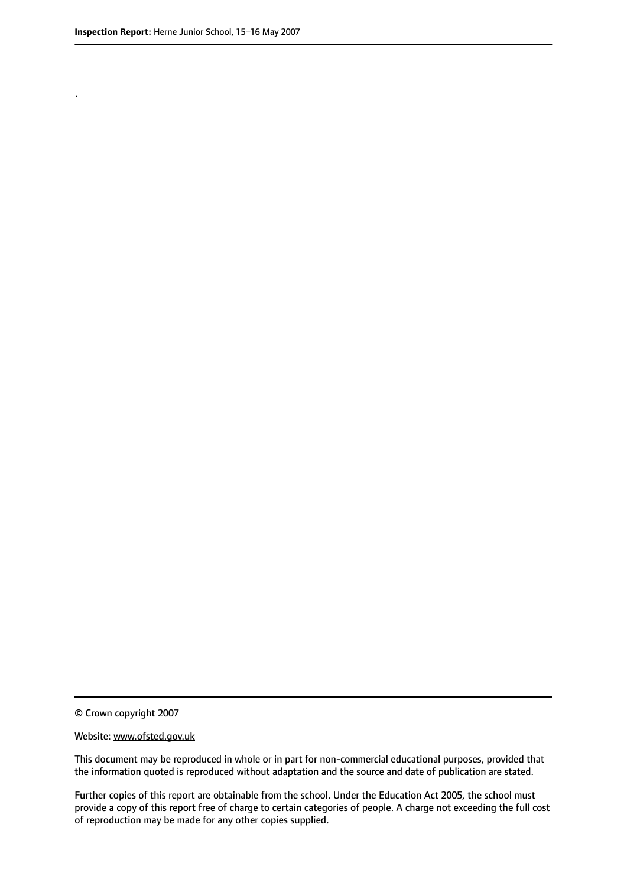.

© Crown copyright 2007

Website: www.ofsted.gov.uk

This document may be reproduced in whole or in part for non-commercial educational purposes, provided that the information quoted is reproduced without adaptation and the source and date of publication are stated.

Further copies of this report are obtainable from the school. Under the Education Act 2005, the school must provide a copy of this report free of charge to certain categories of people. A charge not exceeding the full cost of reproduction may be made for any other copies supplied.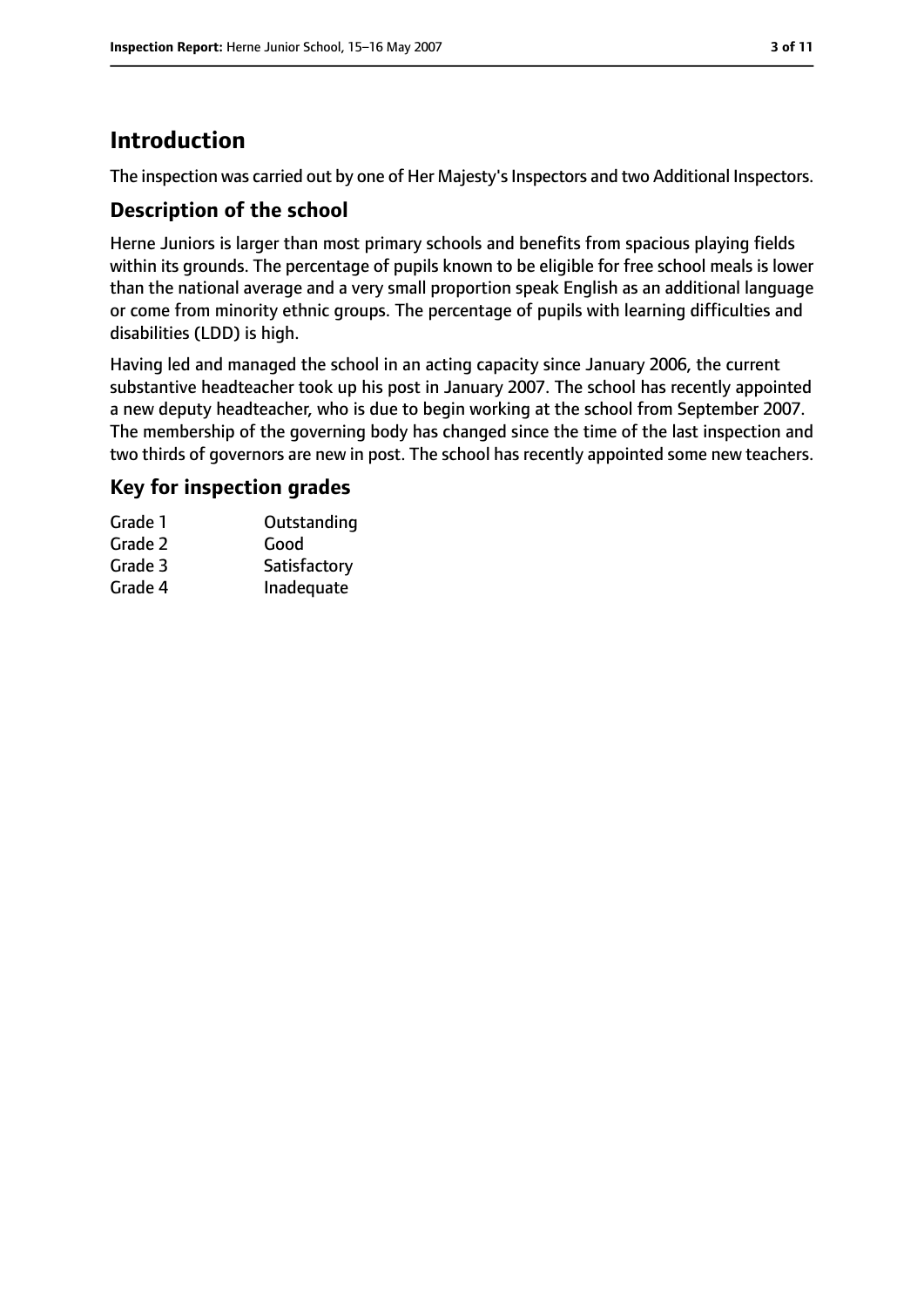# Introduction

The inspection was carried out by one of Her Majesty's Inspectors and two Additional Inspectors.

## Description of the school

Herne Juniors is larger than most primary schools and benefits from spacious playing fields within its grounds. The percentage of pupils known to be eligible for free school meals is lower than the national average and a very small proportion speak English as an additional language or come from minority ethnic groups. The percentage of pupils with learning difficulties and disabilities (LDD) is high.

Having led and managed the school in an acting capacity since January 2006, the current substantive headteacher took up his post in January 2007. The school has recently appointed a new deputy headteacher, who is due to begin working at the school from September 2007. The membership of the governing body has changed since the time of the last inspection and two thirds of governors are new in post. The school has recently appointed some new teachers.

## Key for inspection grades

| | |
|---|---|
| Grade 1 | Outstanding |
| Grade 2 | Good |
| Grade 3 | Satisfactory |
| Grade 4 | Inadequate |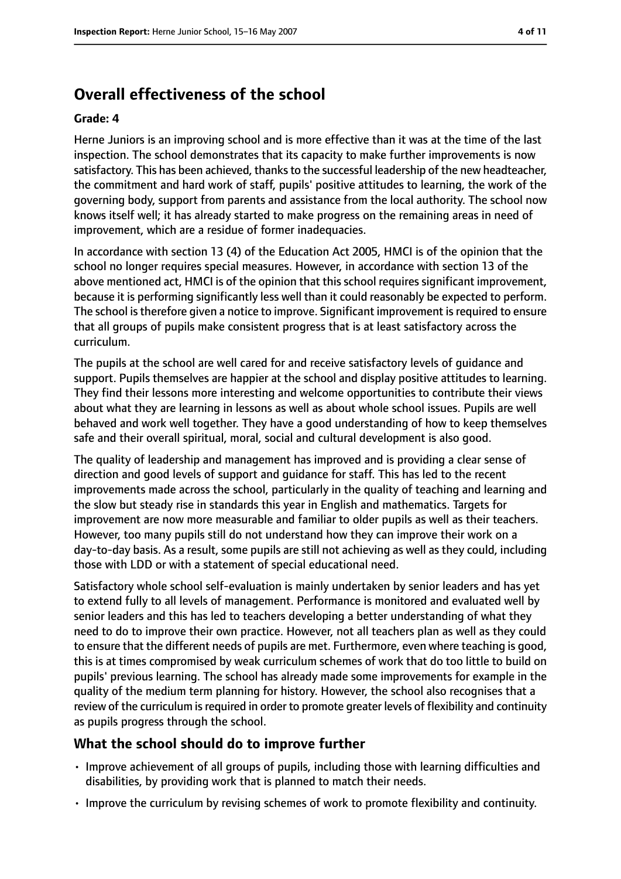## Overall effectiveness of the school

**Grade: 4**

Herne Juniors is an improving school and is more effective than it was at the time of the last inspection. The school demonstrates that its capacity to make further improvements is now satisfactory. This has been achieved, thanks to the successful leadership of the new headteacher, the commitment and hard work of staff, pupils' positive attitudes to learning, the work of the governing body, support from parents and assistance from the local authority. The school now knows itself well; it has already started to make progress on the remaining areas in need of improvement, which are a residue of former inadequacies.

In accordance with section 13 (4) of the Education Act 2005, HMCI is of the opinion that the school no longer requires special measures. However, in accordance with section 13 of the above mentioned act, HMCI is of the opinion that this school requires significant improvement, because it is performing significantly less well than it could reasonably be expected to perform. The school is therefore given a notice to improve. Significant improvement is required to ensure that all groups of pupils make consistent progress that is at least satisfactory across the curriculum.

The pupils at the school are well cared for and receive satisfactory levels of guidance and support. Pupils themselves are happier at the school and display positive attitudes to learning. They find their lessons more interesting and welcome opportunities to contribute their views about what they are learning in lessons as well as about whole school issues. Pupils are well behaved and work well together. They have a good understanding of how to keep themselves safe and their overall spiritual, moral, social and cultural development is also good.

The quality of leadership and management has improved and is providing a clear sense of direction and good levels of support and guidance for staff. This has led to the recent improvements made across the school, particularly in the quality of teaching and learning and the slow but steady rise in standards this year in English and mathematics. Targets for improvement are now more measurable and familiar to older pupils as well as their teachers. However, too many pupils still do not understand how they can improve their work on a day-to-day basis. As a result, some pupils are still not achieving as well as they could, including those with LDD or with a statement of special educational need.

Satisfactory whole school self-evaluation is mainly undertaken by senior leaders and has yet to extend fully to all levels of management. Performance is monitored and evaluated well by senior leaders and this has led to teachers developing a better understanding of what they need to do to improve their own practice. However, not all teachers plan as well as they could to ensure that the different needs of pupils are met. Furthermore, even where teaching is good, this is at times compromised by weak curriculum schemes of work that do too little to build on pupils' previous learning. The school has already made some improvements for example in the quality of the medium term planning for history. However, the school also recognises that a review of the curriculum is required in order to promote greater levels of flexibility and continuity as pupils progress through the school.

### What the school should do to improve further

- Improve achievement of all groups of pupils, including those with learning difficulties and disabilities, by providing work that is planned to match their needs.
- Improve the curriculum by revising schemes of work to promote flexibility and continuity.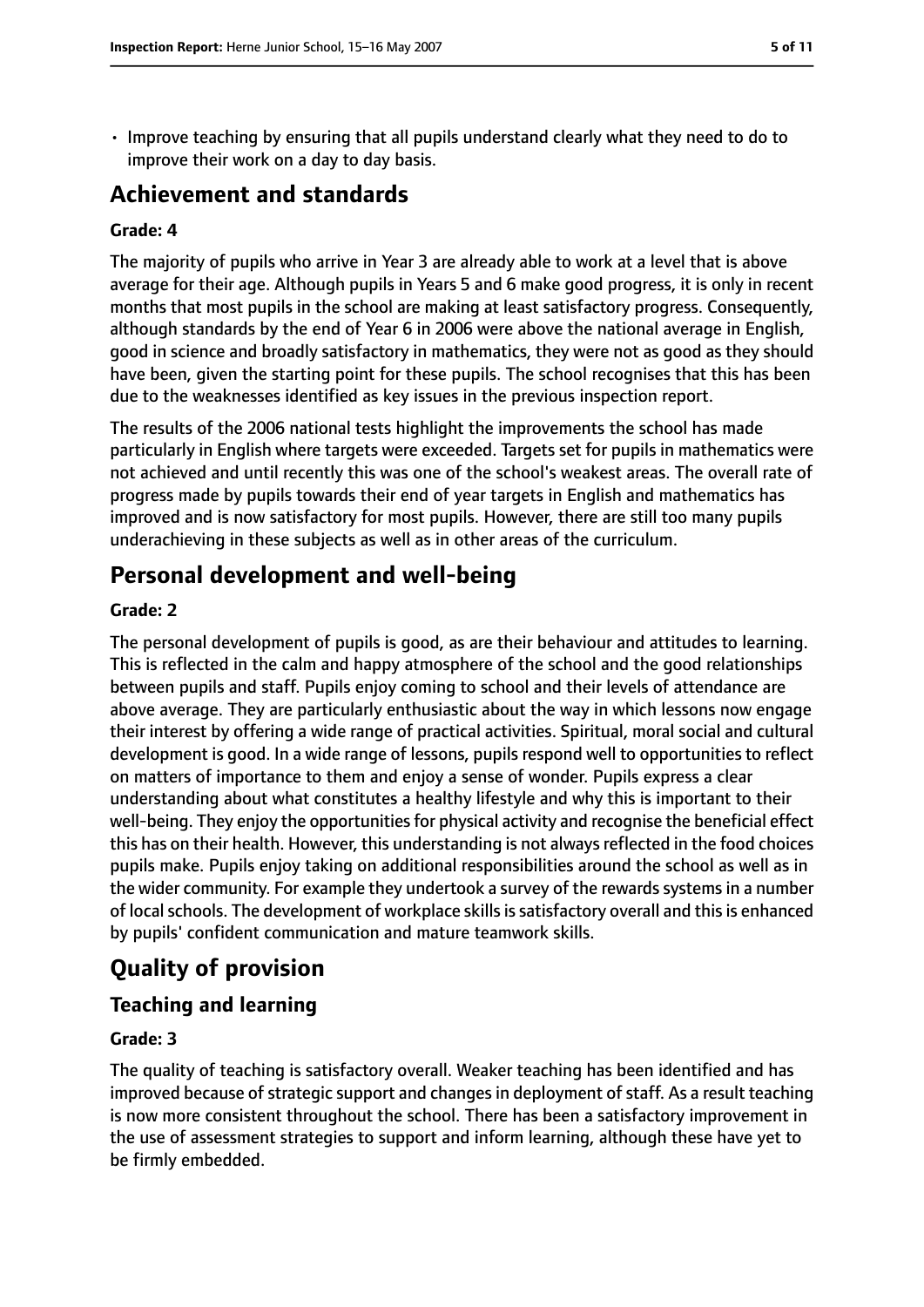- Improve teaching by ensuring that all pupils understand clearly what they need to do to improve their work on a day to day basis.

# Achievement and standards

**Grade: 4**

The majority of pupils who arrive in Year 3 are already able to work at a level that is above average for their age. Although pupils in Years 5 and 6 make good progress, it is only in recent months that most pupils in the school are making at least satisfactory progress. Consequently, although standards by the end of Year 6 in 2006 were above the national average in English, good in science and broadly satisfactory in mathematics, they were not as good as they should have been, given the starting point for these pupils. The school recognises that this has been due to the weaknesses identified as key issues in the previous inspection report.

The results of the 2006 national tests highlight the improvements the school has made particularly in English where targets were exceeded. Targets set for pupils in mathematics were not achieved and until recently this was one of the school's weakest areas. The overall rate of progress made by pupils towards their end of year targets in English and mathematics has improved and is now satisfactory for most pupils. However, there are still too many pupils underachieving in these subjects as well as in other areas of the curriculum.

# Personal development and well-being

**Grade: 2**

The personal development of pupils is good, as are their behaviour and attitudes to learning. This is reflected in the calm and happy atmosphere of the school and the good relationships between pupils and staff. Pupils enjoy coming to school and their levels of attendance are above average. They are particularly enthusiastic about the way in which lessons now engage their interest by offering a wide range of practical activities. Spiritual, moral social and cultural development is good. In a wide range of lessons, pupils respond well to opportunities to reflect on matters of importance to them and enjoy a sense of wonder. Pupils express a clear understanding about what constitutes a healthy lifestyle and why this is important to their well-being. They enjoy the opportunities for physical activity and recognise the beneficial effect this has on their health. However, this understanding is not always reflected in the food choices pupils make. Pupils enjoy taking on additional responsibilities around the school as well as in the wider community. For example they undertook a survey of the rewards systems in a number of local schools. The development of workplace skills is satisfactory overall and this is enhanced by pupils' confident communication and mature teamwork skills.

# Quality of provision

## Teaching and learning

**Grade: 3**

The quality of teaching is satisfactory overall. Weaker teaching has been identified and has improved because of strategic support and changes in deployment of staff. As a result teaching is now more consistent throughout the school. There has been a satisfactory improvement in the use of assessment strategies to support and inform learning, although these have yet to be firmly embedded.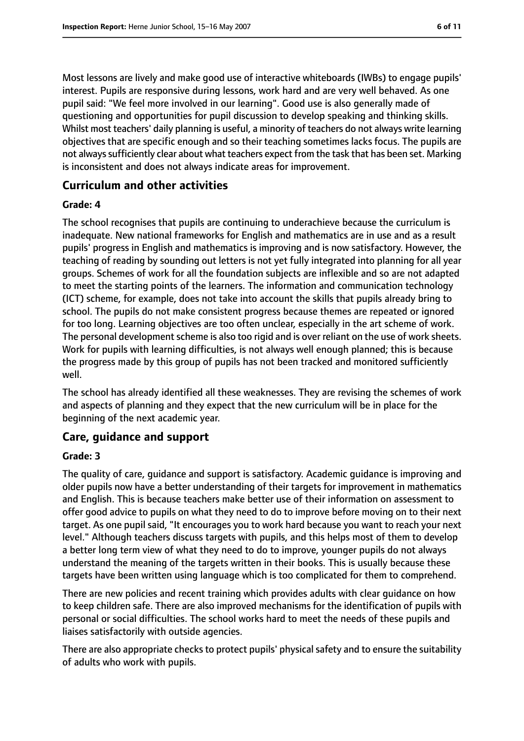Most lessons are lively and make good use of interactive whiteboards (IWBs) to engage pupils' interest. Pupils are responsive during lessons, work hard and are very well behaved. As one pupil said: "We feel more involved in our learning". Good use is also generally made of questioning and opportunities for pupil discussion to develop speaking and thinking skills. Whilst most teachers' daily planning is useful, a minority of teachers do not always write learning objectives that are specific enough and so their teaching sometimes lacks focus. The pupils are not always sufficiently clear about what teachers expect from the task that has been set. Marking is inconsistent and does not always indicate areas for improvement.

## Curriculum and other activities

#### Grade: 4

The school recognises that pupils are continuing to underachieve because the curriculum is inadequate. New national frameworks for English and mathematics are in use and as a result pupils' progress in English and mathematics is improving and is now satisfactory. However, the teaching of reading by sounding out letters is not yet fully integrated into planning for all year groups. Schemes of work for all the foundation subjects are inflexible and so are not adapted to meet the starting points of the learners. The information and communication technology (ICT) scheme, for example, does not take into account the skills that pupils already bring to school. The pupils do not make consistent progress because themes are repeated or ignored for too long. Learning objectives are too often unclear, especially in the art scheme of work. The personal development scheme is also too rigid and is over reliant on the use of work sheets. Work for pupils with learning difficulties, is not always well enough planned; this is because the progress made by this group of pupils has not been tracked and monitored sufficiently well.

The school has already identified all these weaknesses. They are revising the schemes of work and aspects of planning and they expect that the new curriculum will be in place for the beginning of the next academic year.

## Care, guidance and support

#### Grade: 3

The quality of care, guidance and support is satisfactory. Academic guidance is improving and older pupils now have a better understanding of their targets for improvement in mathematics and English. This is because teachers make better use of their information on assessment to offer good advice to pupils on what they need to do to improve before moving on to their next target. As one pupil said, "It encourages you to work hard because you want to reach your next level." Although teachers discuss targets with pupils, and this helps most of them to develop a better long term view of what they need to do to improve, younger pupils do not always understand the meaning of the targets written in their books. This is usually because these targets have been written using language which is too complicated for them to comprehend.

There are new policies and recent training which provides adults with clear guidance on how to keep children safe. There are also improved mechanisms for the identification of pupils with personal or social difficulties. The school works hard to meet the needs of these pupils and liaises satisfactorily with outside agencies.

There are also appropriate checks to protect pupils' physical safety and to ensure the suitability of adults who work with pupils.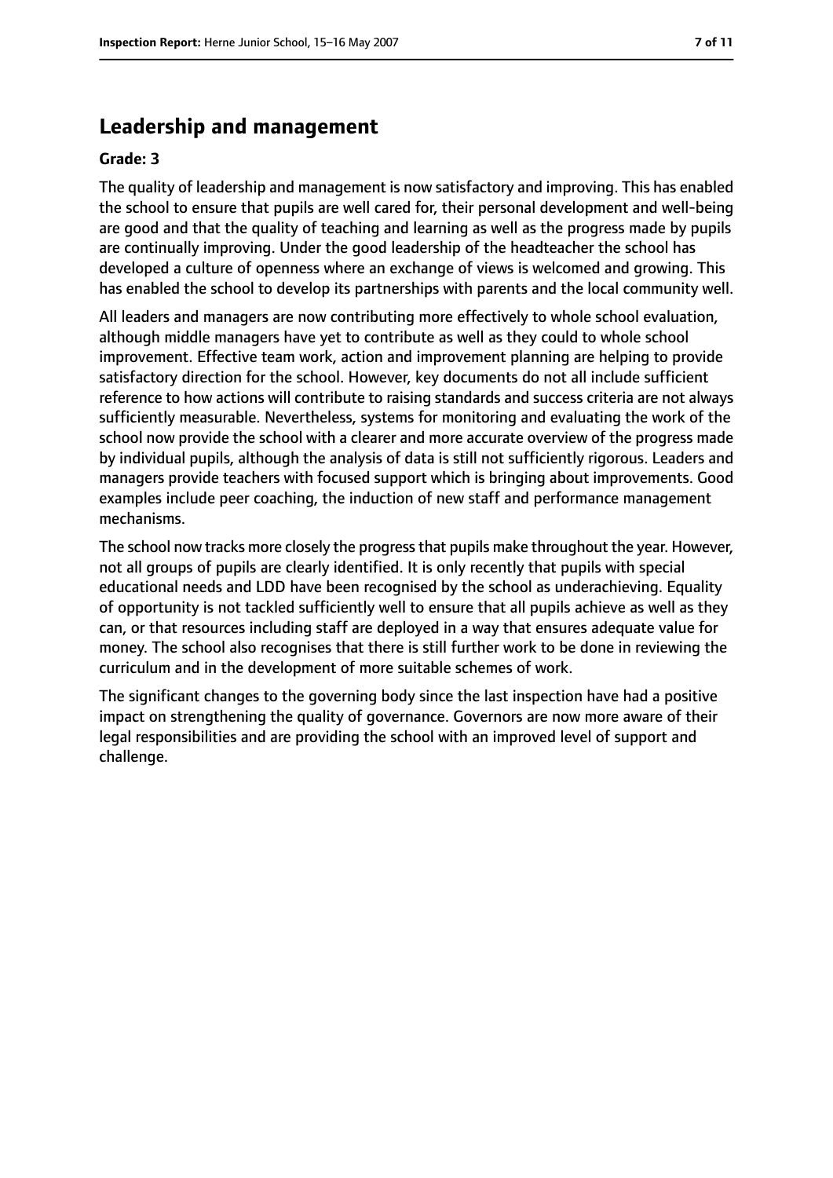## Leadership and management

**Grade: 3**

The quality of leadership and management is now satisfactory and improving. This has enabled the school to ensure that pupils are well cared for, their personal development and well-being are good and that the quality of teaching and learning as well as the progress made by pupils are continually improving. Under the good leadership of the headteacher the school has developed a culture of openness where an exchange of views is welcomed and growing. This has enabled the school to develop its partnerships with parents and the local community well.

All leaders and managers are now contributing more effectively to whole school evaluation, although middle managers have yet to contribute as well as they could to whole school improvement. Effective team work, action and improvement planning are helping to provide satisfactory direction for the school. However, key documents do not all include sufficient reference to how actions will contribute to raising standards and success criteria are not always sufficiently measurable. Nevertheless, systems for monitoring and evaluating the work of the school now provide the school with a clearer and more accurate overview of the progress made by individual pupils, although the analysis of data is still not sufficiently rigorous. Leaders and managers provide teachers with focused support which is bringing about improvements. Good examples include peer coaching, the induction of new staff and performance management mechanisms.

The school now tracks more closely the progress that pupils make throughout the year. However, not all groups of pupils are clearly identified. It is only recently that pupils with special educational needs and LDD have been recognised by the school as underachieving. Equality of opportunity is not tackled sufficiently well to ensure that all pupils achieve as well as they can, or that resources including staff are deployed in a way that ensures adequate value for money. The school also recognises that there is still further work to be done in reviewing the curriculum and in the development of more suitable schemes of work.

The significant changes to the governing body since the last inspection have had a positive impact on strengthening the quality of governance. Governors are now more aware of their legal responsibilities and are providing the school with an improved level of support and challenge.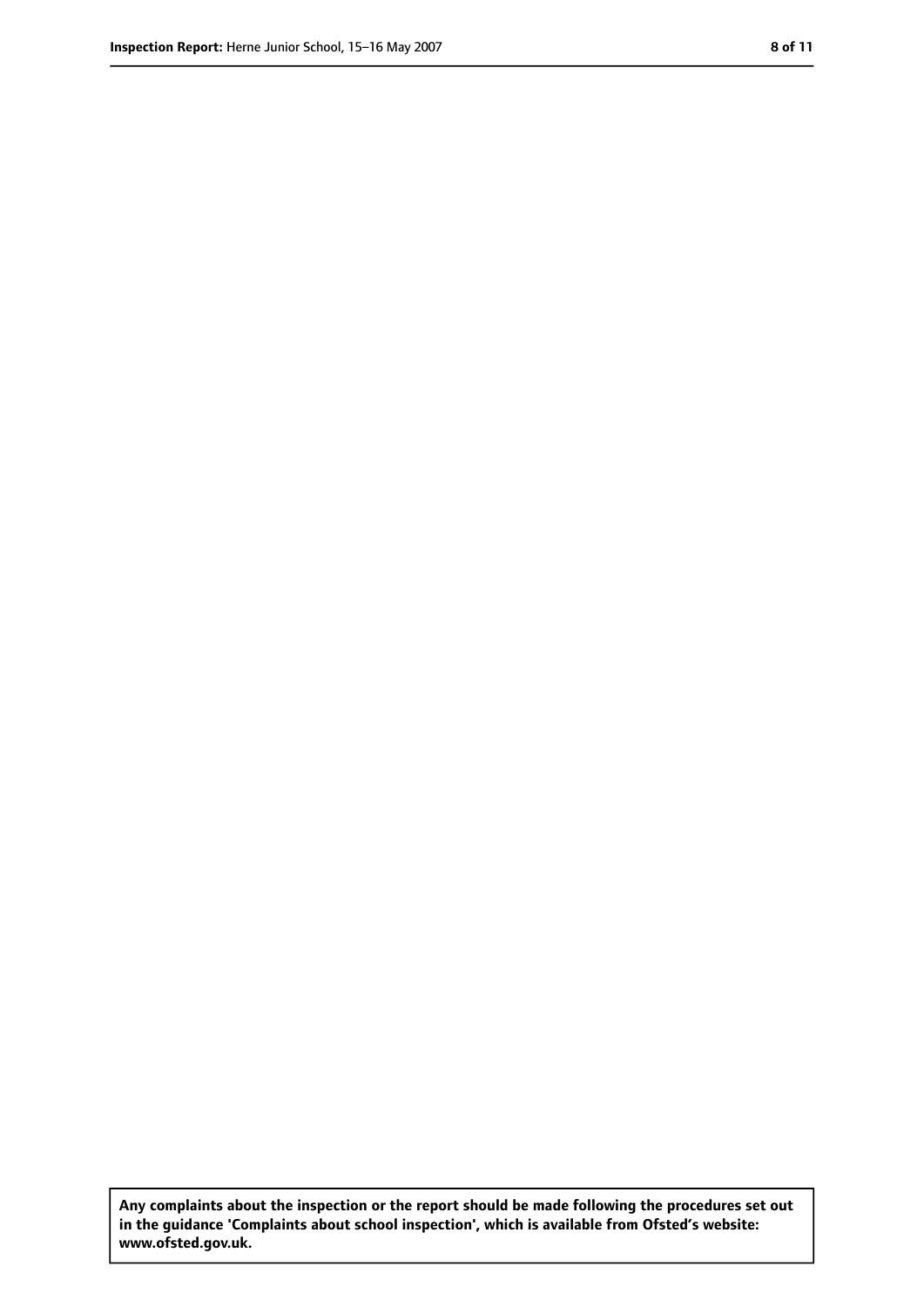**Any complaints about the inspection or the report should be made following the procedures set out in the guidance 'Complaints about school inspection', which is available from Ofsted's website: www.ofsted.gov.uk.**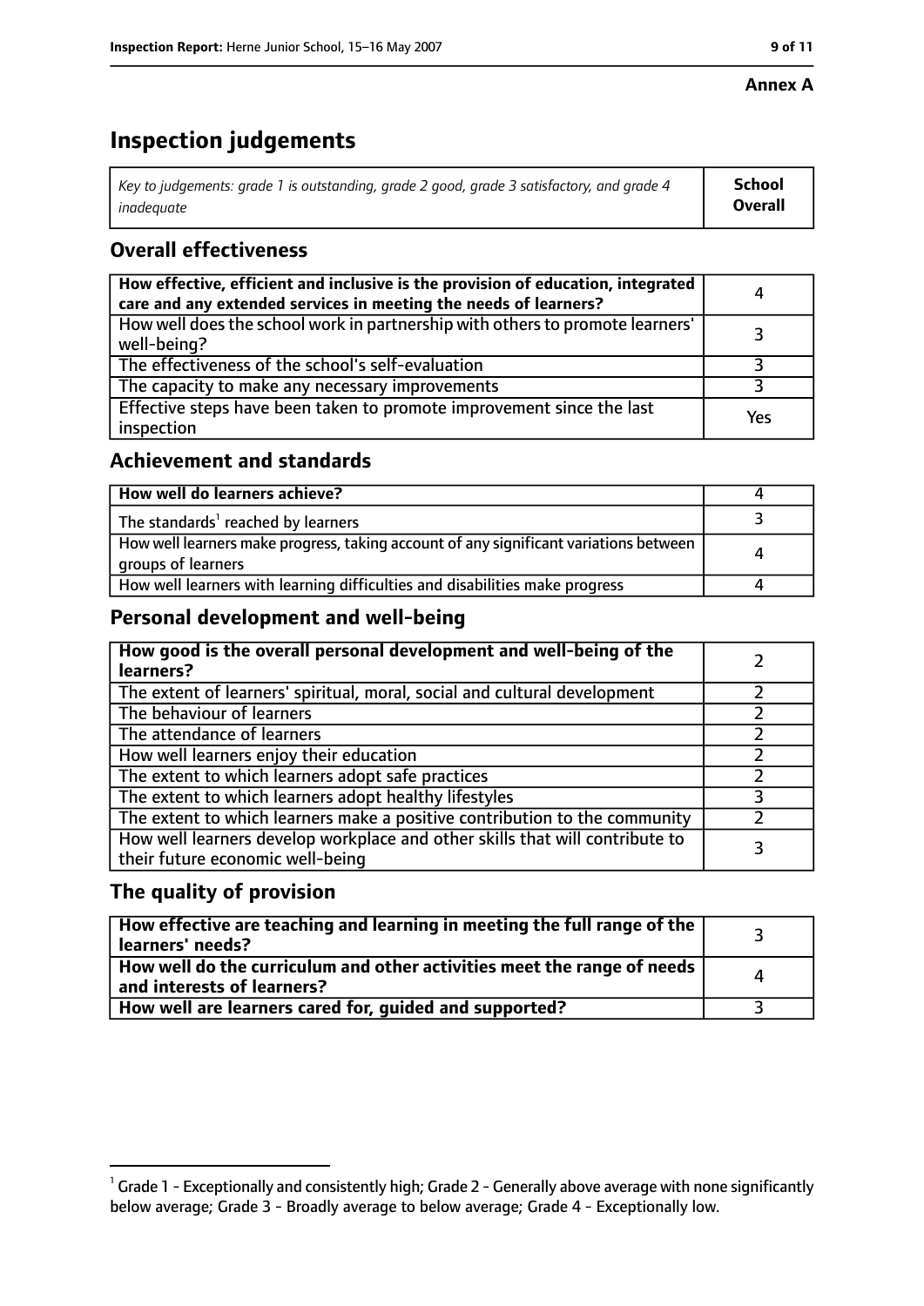**Annex A**

# Inspection judgements

| *Key to judgements: grade 1 is outstanding, grade 2 good, grade 3 satisfactory, and grade 4 inadequate* | **School Overall** |
|---|---|

## Overall effectiveness

| | |
|---|---|
| **How effective, efficient and inclusive is the provision of education, integrated care and any extended services in meeting the needs of learners?** | 4 |
| How well does the school work in partnership with others to promote learners' well-being? | 3 |
| The effectiveness of the school's self-evaluation | 3 |
| The capacity to make any necessary improvements | 3 |
| Effective steps have been taken to promote improvement since the last inspection | Yes |

## Achievement and standards

| | |
|---|---|
| **How well do learners achieve?** | 4 |
| The standards[1] reached by learners | 3 |
| How well learners make progress, taking account of any significant variations between groups of learners | 4 |
| How well learners with learning difficulties and disabilities make progress | 4 |

## Personal development and well-being

| | |
|---|---|
| **How good is the overall personal development and well-being of the learners?** | 2 |
| The extent of learners' spiritual, moral, social and cultural development | 2 |
| The behaviour of learners | 2 |
| The attendance of learners | 2 |
| How well learners enjoy their education | 2 |
| The extent to which learners adopt safe practices | 2 |
| The extent to which learners adopt healthy lifestyles | 3 |
| The extent to which learners make a positive contribution to the community | 2 |
| How well learners develop workplace and other skills that will contribute to their future economic well-being | 3 |

## The quality of provision

| | |
|---|---|
| **How effective are teaching and learning in meeting the full range of the learners' needs?** | 3 |
| **How well do the curriculum and other activities meet the range of needs and interests of learners?** | 4 |
| **How well are learners cared for, guided and supported?** | 3 |

[1] Grade 1 - Exceptionally and consistently high; Grade 2 - Generally above average with none significantly below average; Grade 3 - Broadly average to below average; Grade 4 - Exceptionally low.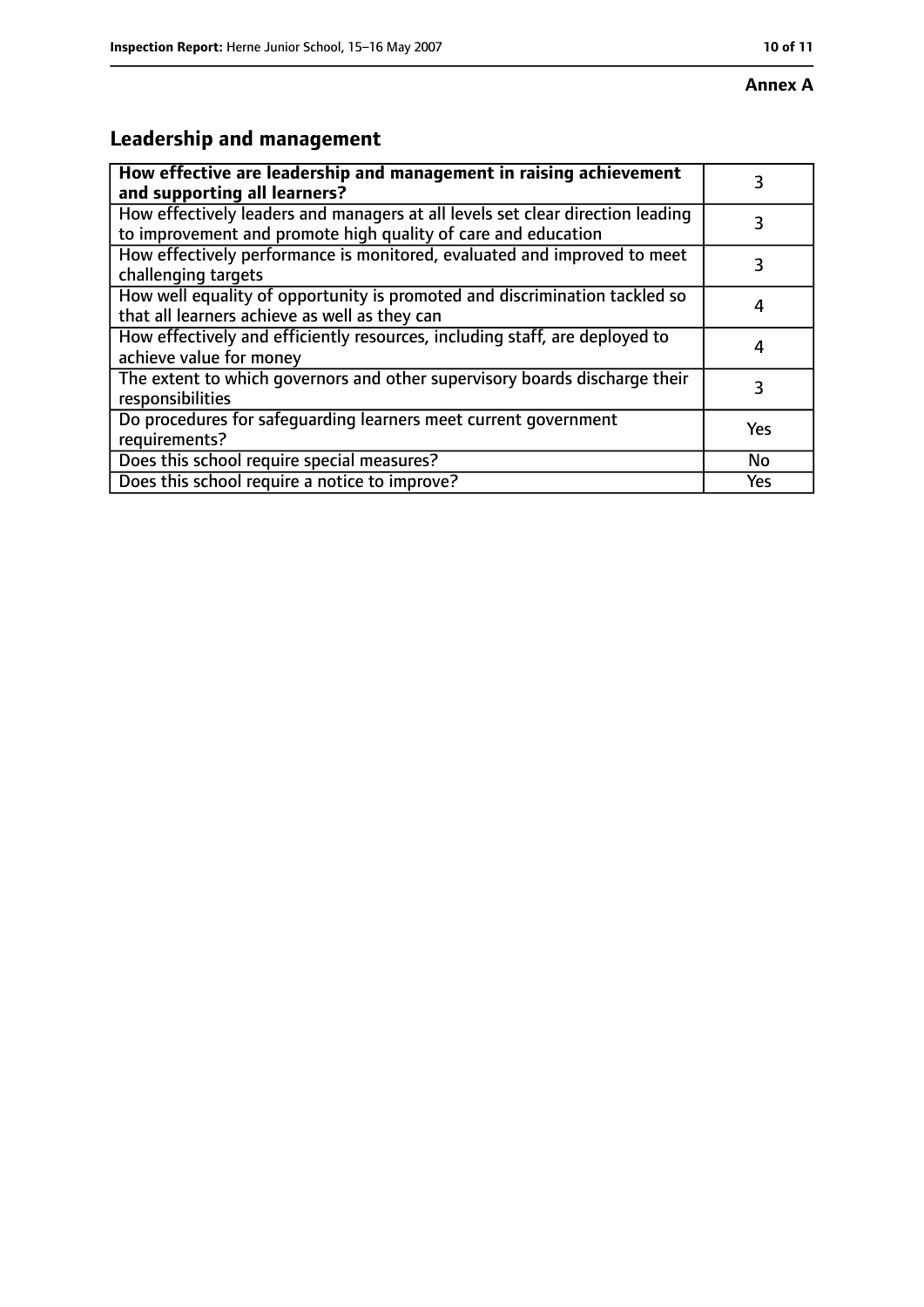**Annex A**

## Leadership and management

| How effective are leadership and management in raising achievement and supporting all learners? | 3 |
|---|---|
| How effectively leaders and managers at all levels set clear direction leading to improvement and promote high quality of care and education | 3 |
| How effectively performance is monitored, evaluated and improved to meet challenging targets | 3 |
| How well equality of opportunity is promoted and discrimination tackled so that all learners achieve as well as they can | 4 |
| How effectively and efficiently resources, including staff, are deployed to achieve value for money | 4 |
| The extent to which governors and other supervisory boards discharge their responsibilities | 3 |
| Do procedures for safeguarding learners meet current government requirements? | Yes |
| Does this school require special measures? | No |
| Does this school require a notice to improve? | Yes |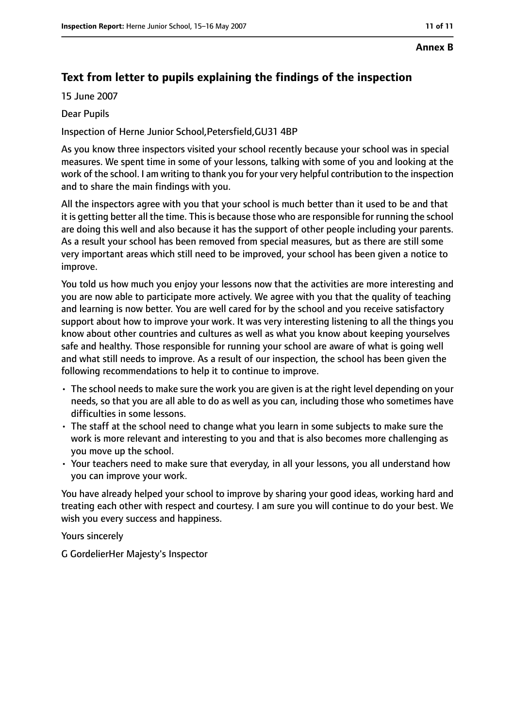**Annex B**

## Text from letter to pupils explaining the findings of the inspection

15 June 2007

Dear Pupils

Inspection of Herne Junior School,Petersfield,GU31 4BP

As you know three inspectors visited your school recently because your school was in special measures. We spent time in some of your lessons, talking with some of you and looking at the work of the school. I am writing to thank you for your very helpful contribution to the inspection and to share the main findings with you.

All the inspectors agree with you that your school is much better than it used to be and that it is getting better all the time. This is because those who are responsible for running the school are doing this well and also because it has the support of other people including your parents. As a result your school has been removed from special measures, but as there are still some very important areas which still need to be improved, your school has been given a notice to improve.

You told us how much you enjoy your lessons now that the activities are more interesting and you are now able to participate more actively. We agree with you that the quality of teaching and learning is now better. You are well cared for by the school and you receive satisfactory support about how to improve your work. It was very interesting listening to all the things you know about other countries and cultures as well as what you know about keeping yourselves safe and healthy. Those responsible for running your school are aware of what is going well and what still needs to improve. As a result of our inspection, the school has been given the following recommendations to help it to continue to improve.

- The school needs to make sure the work you are given is at the right level depending on your needs, so that you are all able to do as well as you can, including those who sometimes have difficulties in some lessons.
- The staff at the school need to change what you learn in some subjects to make sure the work is more relevant and interesting to you and that is also becomes more challenging as you move up the school.
- Your teachers need to make sure that everyday, in all your lessons, you all understand how you can improve your work.

You have already helped your school to improve by sharing your good ideas, working hard and treating each other with respect and courtesy. I am sure you will continue to do your best. We wish you every success and happiness.

Yours sincerely

G GordelierHer Majesty's Inspector